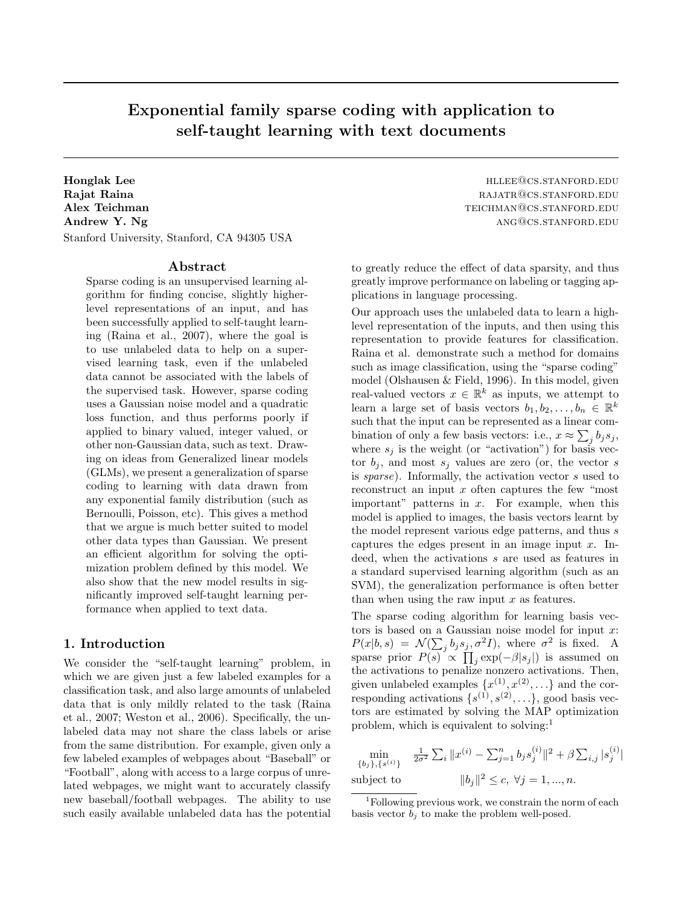# Exponential family sparse coding with application to self-taught learning with text documents

**Honglak Lee** HLLEE@CS.STANFORD.EDU
**Rajat Raina** RAJATR@CS.STANFORD.EDU
**Alex Teichman** TEICHMAN@CS.STANFORD.EDU
**Andrew Y. Ng** ANG@CS.STANFORD.EDU
Stanford University, Stanford, CA 94305 USA

## Abstract

Sparse coding is an unsupervised learning algorithm for finding concise, slightly higher-level representations of an input, and has been successfully applied to self-taught learning (Raina et al., 2007), where the goal is to use unlabeled data to help on a supervised learning task, even if the unlabeled data cannot be associated with the labels of the supervised task. However, sparse coding uses a Gaussian noise model and a quadratic loss function, and thus performs poorly if applied to binary valued, integer valued, or other non-Gaussian data, such as text. Drawing on ideas from Generalized linear models (GLMs), we present a generalization of sparse coding to learning with data drawn from any exponential family distribution (such as Bernoulli, Poisson, etc). This gives a method that we argue is much better suited to model other data types than Gaussian. We present an efficient algorithm for solving the optimization problem defined by this model. We also show that the new model results in significantly improved self-taught learning performance when applied to text data.

## 1. Introduction

We consider the "self-taught learning" problem, in which we are given just a few labeled examples for a classification task, and also large amounts of unlabeled data that is only mildly related to the task (Raina et al., 2007; Weston et al., 2006). Specifically, the unlabeled data may not share the class labels or arise from the same distribution. For example, given only a few labeled examples of webpages about "Baseball" or "Football", along with access to a large corpus of unrelated webpages, we might want to accurately classify new baseball/football webpages. The ability to use such easily available unlabeled data has the potential to greatly reduce the effect of data sparsity, and thus greatly improve performance on labeling or tagging applications in language processing.

Our approach uses the unlabeled data to learn a high-level representation of the inputs, and then using this representation to provide features for classification. Raina et al. demonstrate such a method for domains such as image classification, using the "sparse coding" model (Olshausen & Field, 1996). In this model, given real-valued vectors $x \in \mathbb{R}^k$ as inputs, we attempt to learn a large set of basis vectors $b_1, b_2, \ldots, b_n \in \mathbb{R}^k$ such that the input can be represented as a linear combination of only a few basis vectors: i.e., $x \approx \sum_j b_j s_j$, where $s_j$ is the weight (or "activation") for basis vector $b_j$, and most $s_j$ values are zero (or, the vector $s$ is *sparse*). Informally, the activation vector $s$ used to reconstruct an input $x$ often captures the few "most important" patterns in $x$. For example, when this model is applied to images, the basis vectors learnt by the model represent various edge patterns, and thus $s$ captures the edges present in an image input $x$. Indeed, when the activations $s$ are used as features in a standard supervised learning algorithm (such as an SVM), the generalization performance is often better than when using the raw input $x$ as features.

The sparse coding algorithm for learning basis vectors is based on a Gaussian noise model for input $x$: $P(x|b,s) = \mathcal{N}(\sum_j b_j s_j, \sigma^2 I)$, where $\sigma^2$ is fixed. A sparse prior $P(s) \propto \prod_j \exp(-\beta |s_j|)$ is assumed on the activations to penalize nonzero activations. Then, given unlabeled examples $\{x^{(1)}, x^{(2)}, \ldots\}$ and the corresponding activations $\{s^{(1)}, s^{(2)}, \ldots\}$, good basis vectors are estimated by solving the MAP optimization problem, which is equivalent to solving:[1]

$$\begin{aligned} \min_{\{b_j\},\{s^{(i)}\}} \quad & \frac{1}{2\sigma^2} \sum_i \|x^{(i)} - \sum_{j=1}^n b_j s_j^{(i)}\|^2 + \beta \sum_{i,j} |s_j^{(i)}| \\ \text{subject to} \quad & \|b_j\|^2 \le c, \ \forall j = 1, ..., n. \end{aligned}$$

[1] Following previous work, we constrain the norm of each basis vector $b_j$ to make the problem well-posed.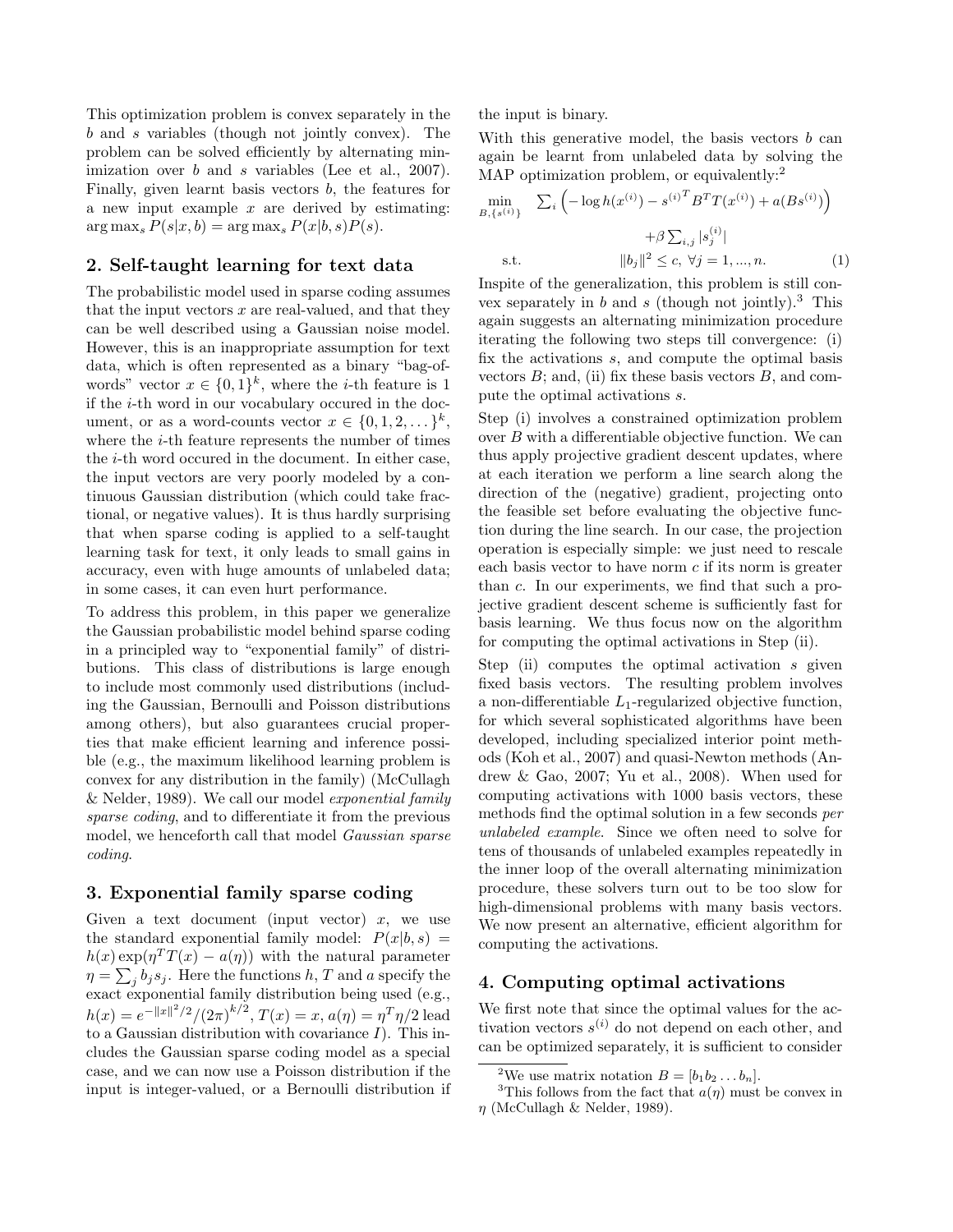This optimization problem is convex separately in the $b$ and $s$ variables (though not jointly convex). The problem can be solved efficiently by alternating minimization over $b$ and $s$ variables (Lee et al., 2007). Finally, given learnt basis vectors $b$, the features for a new input example $x$ are derived by estimating: $\arg\max_s P(s|x,b) = \arg\max_s P(x|b,s)P(s)$.

## 2. Self-taught learning for text data

The probabilistic model used in sparse coding assumes that the input vectors $x$ are real-valued, and that they can be well described using a Gaussian noise model. However, this is an inappropriate assumption for text data, which is often represented as a binary "bag-of-words" vector $x \in \{0,1\}^k$, where the $i$-th feature is 1 if the $i$-th word in our vocabulary occured in the document, or as a word-counts vector $x \in \{0,1,2,\dots\}^k$, where the $i$-th feature represents the number of times the $i$-th word occured in the document. In either case, the input vectors are very poorly modeled by a continuous Gaussian distribution (which could take fractional, or negative values). It is thus hardly surprising that when sparse coding is applied to a self-taught learning task for text, it only leads to small gains in accuracy, even with huge amounts of unlabeled data; in some cases, it can even hurt performance.

To address this problem, in this paper we generalize the Gaussian probabilistic model behind sparse coding in a principled way to "exponential family" of distributions. This class of distributions is large enough to include most commonly used distributions (including the Gaussian, Bernoulli and Poisson distributions among others), but also guarantees crucial properties that make efficient learning and inference possible (e.g., the maximum likelihood learning problem is convex for any distribution in the family) (McCullagh & Nelder, 1989). We call our model *exponential family sparse coding*, and to differentiate it from the previous model, we henceforth call that model *Gaussian sparse coding*.

## 3. Exponential family sparse coding

Given a text document (input vector) $x$, we use the standard exponential family model: $P(x|b,s) = h(x)\exp(\eta^T T(x) - a(\eta))$ with the natural parameter $\eta = \sum_j b_j s_j$. Here the functions $h$, $T$ and $a$ specify the exact exponential family distribution being used (e.g., $h(x) = e^{-\|x\|^2/2}/(2\pi)^{k/2}$, $T(x) = x$, $a(\eta) = \eta^T\eta/2$ lead to a Gaussian distribution with covariance $I$). This includes the Gaussian sparse coding model as a special case, and we can now use a Poisson distribution if the input is integer-valued, or a Bernoulli distribution if the input is binary.

With this generative model, the basis vectors $b$ can again be learnt from unlabeled data by solving the MAP optimization problem, or equivalently:[2]

$$
\begin{aligned}
\min_{B,\{s^{(i)}\}} \quad & \sum_i \left( -\log h(x^{(i)}) - {s^{(i)}}^T B^T T(x^{(i)}) + a(Bs^{(i)}) \right) \\
& + \beta \sum_{i,j} |s_j^{(i)}| \\
\text{s.t.} \quad & \|b_j\|^2 \le c, \ \forall j = 1, ..., n. \qquad (1)
\end{aligned}
$$

Inspite of the generalization, this problem is still convex separately in $b$ and $s$ (though not jointly).[3] This again suggests an alternating minimization procedure iterating the following two steps till convergence: (i) fix the activations $s$, and compute the optimal basis vectors $B$; and, (ii) fix these basis vectors $B$, and compute the optimal activations $s$.

Step (i) involves a constrained optimization problem over $B$ with a differentiable objective function. We can thus apply projective gradient descent updates, where at each iteration we perform a line search along the direction of the (negative) gradient, projecting onto the feasible set before evaluating the objective function during the line search. In our case, the projection operation is especially simple: we just need to rescale each basis vector to have norm $c$ if its norm is greater than $c$. In our experiments, we find that such a projective gradient descent scheme is sufficiently fast for basis learning. We thus focus now on the algorithm for computing the optimal activations in Step (ii).

Step (ii) computes the optimal activation $s$ given fixed basis vectors. The resulting problem involves a non-differentiable $L_1$-regularized objective function, for which several sophisticated algorithms have been developed, including specialized interior point methods (Koh et al., 2007) and quasi-Newton methods (Andrew & Gao, 2007; Yu et al., 2008). When used for computing activations with 1000 basis vectors, these methods find the optimal solution in a few seconds *per unlabeled example*. Since we often need to solve for tens of thousands of unlabeled examples repeatedly in the inner loop of the overall alternating minimization procedure, these solvers turn out to be too slow for high-dimensional problems with many basis vectors. We now present an alternative, efficient algorithm for computing the activations.

## 4. Computing optimal activations

We first note that since the optimal values for the activation vectors $s^{(i)}$ do not depend on each other, and can be optimized separately, it is sufficient to consider

[2] We use matrix notation $B = [b_1 b_2 \dots b_n]$.

[3] This follows from the fact that $a(\eta)$ must be convex in $\eta$ (McCullagh & Nelder, 1989).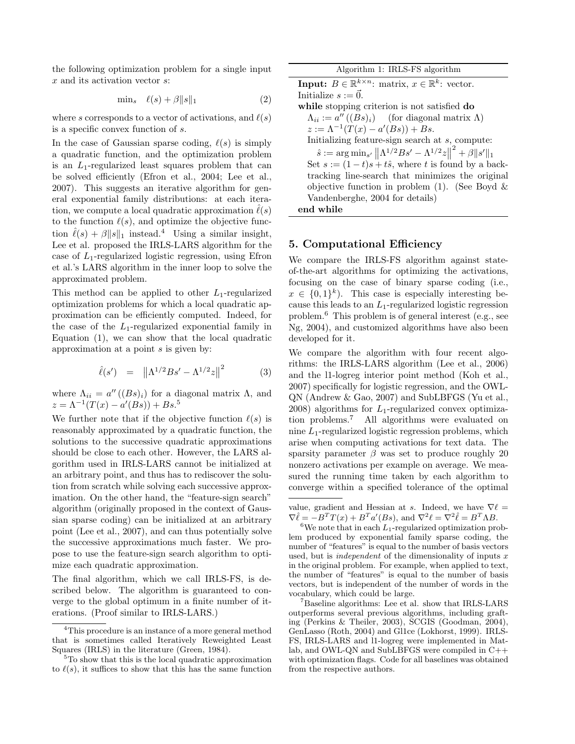the following optimization problem for a single input $x$ and its activation vector $s$:

$$\min_s \quad \ell(s) + \beta\|s\|_1 \tag{2}$$

where $s$ corresponds to a vector of activations, and $\ell(s)$ is a specific convex function of $s$.

In the case of Gaussian sparse coding, $\ell(s)$ is simply a quadratic function, and the optimization problem is an $L_1$-regularized least squares problem that can be solved efficiently (Efron et al., 2004; Lee et al., 2007). This suggests an iterative algorithm for general exponential family distributions: at each iteration, we compute a local quadratic approximation $\hat{\ell}(s)$ to the function $\ell(s)$, and optimize the objective function $\hat{\ell}(s) + \beta\|s\|_1$ instead.[4] Using a similar insight, Lee et al. proposed the IRLS-LARS algorithm for the case of $L_1$-regularized logistic regression, using Efron et al.'s LARS algorithm in the inner loop to solve the approximated problem.

This method can be applied to other $L_1$-regularized optimization problems for which a local quadratic approximation can be efficiently computed. Indeed, for the case of the $L_1$-regularized exponential family in Equation (1), we can show that the local quadratic approximation at a point $s$ is given by:

$$\hat{\ell}(s') \quad = \quad \left\|\Lambda^{1/2}Bs' - \Lambda^{1/2}z\right\|^2 \tag{3}$$

where $\Lambda_{ii} = a''\left((Bs)_i\right)$ for a diagonal matrix $\Lambda$, and $z = \Lambda^{-1}(T(x) - a'(Bs)) + Bs$.[5]

We further note that if the objective function $\ell(s)$ is reasonably approximated by a quadratic function, the solutions to the successive quadratic approximations should be close to each other. However, the LARS algorithm used in IRLS-LARS cannot be initialized at an arbitrary point, and thus has to rediscover the solution from scratch while solving each successive approximation. On the other hand, the "feature-sign search" algorithm (originally proposed in the context of Gaussian sparse coding) can be initialized at an arbitrary point (Lee et al., 2007), and can thus potentially solve the successive approximations much faster. We propose to use the feature-sign search algorithm to optimize each quadratic approximation.

The final algorithm, which we call IRLS-FS, is described below. The algorithm is guaranteed to converge to the global optimum in a finite number of iterations. (Proof similar to IRLS-LARS.)

---

Algorithm 1: IRLS-FS algorithm

**Input:** $B \in \mathbb{R}^{k\times n}$: matrix, $x \in \mathbb{R}^k$: vector.
Initialize $s := \vec{0}$.
**while** stopping criterion is not satisfied **do**
  $\Lambda_{ii} := a''\left((Bs)_i\right)$ (for diagonal matrix $\Lambda$)
  $z := \Lambda^{-1}(T(x) - a'(Bs)) + Bs$.
  Initializing feature-sign search at $s$, compute:
   $\hat{s} := \arg\min_{s'} \left\|\Lambda^{1/2}Bs' - \Lambda^{1/2}z\right\|^2 + \beta\|s'\|_1$
  Set $s := (1-t)s + t\hat{s}$, where $t$ is found by a backtracking line-search that minimizes the original objective function in problem (1). (See Boyd & Vandenberghe, 2004 for details)
**end while**

---

## 5. Computational Efficiency

We compare the IRLS-FS algorithm against state-of-the-art algorithms for optimizing the activations, focusing on the case of binary sparse coding (i.e., $x \in \{0,1\}^k$). This case is especially interesting because this leads to an $L_1$-regularized logistic regression problem.[6] This problem is of general interest (e.g., see Ng, 2004), and customized algorithms have also been developed for it.

We compare the algorithm with four recent algorithms: the IRLS-LARS algorithm (Lee et al., 2006) and the l1-logreg interior point method (Koh et al., 2007) specifically for logistic regression, and the OWL-QN (Andrew & Gao, 2007) and SubLBFGS (Yu et al., 2008) algorithms for $L_1$-regularized convex optimization problems.[7] All algorithms were evaluated on nine $L_1$-regularized logistic regression problems, which arise when computing activations for text data. The sparsity parameter $\beta$ was set to produce roughly 20 nonzero activations per example on average. We measured the running time taken by each algorithm to converge within a specified tolerance of the optimal

---

[4] This procedure is an instance of a more general method that is sometimes called Iteratively Reweighted Least Squares (IRLS) in the literature (Green, 1984).

[5] To show that this is the local quadratic approximation to $\ell(s)$, it suffices to show that this has the same function value, gradient and Hessian at $s$. Indeed, we have $\nabla\hat{\ell} = \nabla\ell = -B^TT(x) + B^Ta'(Bs)$, and $\nabla^2\ell = \nabla^2\hat{\ell} = B^T\Lambda B$.

[6] We note that in each $L_1$-regularized optimization problem produced by exponential family sparse coding, the number of "features" is equal to the number of basis vectors used, but is *independent* of the dimensionality of inputs $x$ in the original problem. For example, when applied to text, the number of "features" is equal to the number of basis vectors, but is independent of the number of words in the vocabulary, which could be large.

[7] Baseline algorithms: Lee et al. show that IRLS-LARS outperforms several previous algorithms, including grafting (Perkins & Theiler, 2003), SCGIS (Goodman, 2004), GenLasso (Roth, 2004) and Gl1ce (Lokhorst, 1999). IRLS-FS, IRLS-LARS and l1-logreg were implemented in Matlab, and OWL-QN and SubLBFGS were compiled in C++ with optimization flags. Code for all baselines was obtained from the respective authors.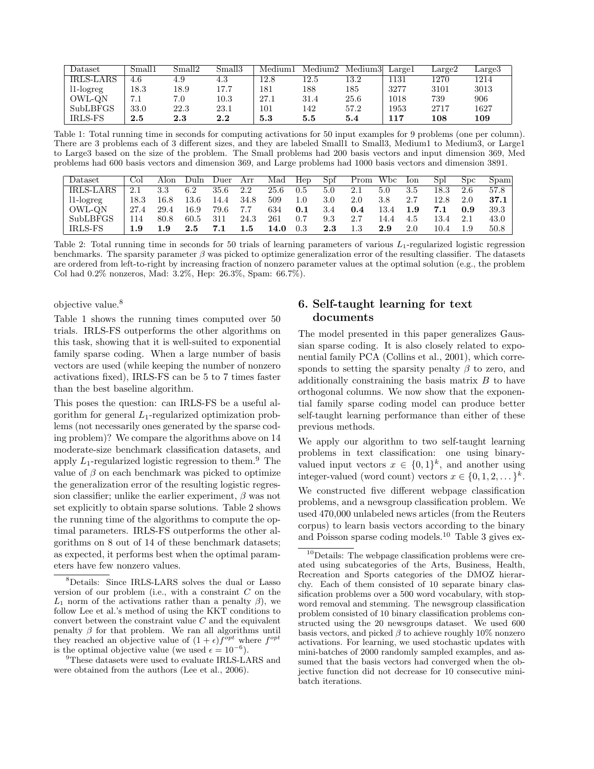| Dataset | Small1 | Small2 | Small3 | Medium1 | Medium2 | Medium3 | Large1 | Large2 | Large3 |
|---|---|---|---|---|---|---|---|---|---|
| IRLS-LARS | 4.6 | 4.9 | 4.3 | 12.8 | 12.5 | 13.2 | 1131 | 1270 | 1214 |
| l1-logreg | 18.3 | 18.9 | 17.7 | 181 | 188 | 185 | 3277 | 3101 | 3013 |
| OWL-QN | 7.1 | 7.0 | 10.3 | 27.1 | 31.4 | 25.6 | 1018 | 739 | 906 |
| SubLBFGS | 33.0 | 22.3 | 23.1 | 101 | 142 | 57.2 | 1953 | 2717 | 1627 |
| IRLS-FS | **2.5** | **2.3** | **2.2** | **5.3** | **5.5** | **5.4** | **117** | **108** | **109** |

Table 1: Total running time in seconds for computing activations for 50 input examples for 9 problems (one per column). There are 3 problems each of 3 different sizes, and they are labeled Small1 to Small3, Medium1 to Medium3, or Large1 to Large3 based on the size of the problem. The Small problems had 200 basis vectors and input dimension 369, Med problems had 600 basis vectors and dimension 369, and Large problems had 1000 basis vectors and dimension 3891.

| Dataset | Col | Alon | Duln | Duer | Arr | Mad | Hep | Spf | Prom | Wbc | Ion | Spl | Spc | Spam |
|---|---|---|---|---|---|---|---|---|---|---|---|---|---|---|
| IRLS-LARS | 2.1 | 3.3 | 6.2 | 35.6 | 2.2 | 25.6 | 0.5 | 5.0 | 2.1 | 5.0 | 3.5 | 18.3 | 2.6 | 57.8 |
| l1-logreg | 18.3 | 16.8 | 13.6 | 14.4 | 34.8 | 509 | 1.0 | 3.0 | 2.0 | 3.8 | 2.7 | 12.8 | 2.0 | **37.1** |
| OWL-QN | 27.4 | 29.4 | 16.9 | 79.6 | 7.7 | 634 | **0.1** | 3.4 | **0.4** | 13.4 | **1.9** | **7.1** | **0.9** | 39.3 |
| SubLBFGS | 114 | 80.8 | 60.5 | 311 | 24.3 | 261 | 0.7 | 9.3 | 2.7 | 14.4 | 4.5 | 13.4 | 2.1 | 43.0 |
| IRLS-FS | **1.9** | **1.9** | **2.5** | **7.1** | **1.5** | **14.0** | 0.3 | **2.3** | 1.3 | **2.9** | 2.0 | 10.4 | 1.9 | 50.8 |

Table 2: Total running time in seconds for 50 trials of learning parameters of various $L_1$-regularized logistic regression benchmarks. The sparsity parameter $\beta$ was picked to optimize generalization error of the resulting classifier. The datasets are ordered from left-to-right by increasing fraction of nonzero parameter values at the optimal solution (e.g., the problem Col had 0.2% nonzeros, Mad: 3.2%, Hep: 26.3%, Spam: 66.7%).

objective value.[8]

Table 1 shows the running times computed over 50 trials. IRLS-FS outperforms the other algorithms on this task, showing that it is well-suited to exponential family sparse coding. When a large number of basis vectors are used (while keeping the number of nonzero activations fixed), IRLS-FS can be 5 to 7 times faster than the best baseline algorithm.

This poses the question: can IRLS-FS be a useful algorithm for general $L_1$-regularized optimization problems (not necessarily ones generated by the sparse coding problem)? We compare the algorithms above on 14 moderate-size benchmark classification datasets, and apply $L_1$-regularized logistic regression to them.[9] The value of $\beta$ on each benchmark was picked to optimize the generalization error of the resulting logistic regression classifier; unlike the earlier experiment, $\beta$ was not set explicitly to obtain sparse solutions. Table 2 shows the running time of the algorithms to compute the optimal parameters. IRLS-FS outperforms the other algorithms on 8 out of 14 of these benchmark datasets; as expected, it performs best when the optimal parameters have few nonzero values.

[8]Details: Since IRLS-LARS solves the dual or Lasso version of our problem (i.e., with a constraint $C$ on the $L_1$ norm of the activations rather than a penalty $\beta$), we follow Lee et al.'s method of using the KKT conditions to convert between the constraint value $C$ and the equivalent penalty $\beta$ for that problem. We ran all algorithms until they reached an objective value of $(1+\epsilon)f^{opt}$ where $f^{opt}$ is the optimal objective value (we used $\epsilon = 10^{-6}$).

[9]These datasets were used to evaluate IRLS-LARS and were obtained from the authors (Lee et al., 2006).

## 6. Self-taught learning for text documents

The model presented in this paper generalizes Gaussian sparse coding. It is also closely related to exponential family PCA (Collins et al., 2001), which corresponds to setting the sparsity penalty $\beta$ to zero, and additionally constraining the basis matrix $B$ to have orthogonal columns. We now show that the exponential family sparse coding model can produce better self-taught learning performance than either of these previous methods.

We apply our algorithm to two self-taught learning problems in text classification: one using binary-valued input vectors $x \in \{0,1\}^k$, and another using integer-valued (word count) vectors $x \in \{0,1,2,\dots\}^k$. We constructed five different webpage classification problems, and a newsgroup classification problem. We used 470,000 unlabeled news articles (from the Reuters corpus) to learn basis vectors according to the binary and Poisson sparse coding models.[10] Table 3 gives ex-

[10]Details: The webpage classification problems were created using subcategories of the Arts, Business, Health, Recreation and Sports categories of the DMOZ hierarchy. Each of them consisted of 10 separate binary classification problems over a 500 word vocabulary, with stopword removal and stemming. The newsgroup classification problem consisted of 10 binary classification problems constructed using the 20 newsgroups dataset. We used 600 basis vectors, and picked $\beta$ to achieve roughly 10% nonzero activations. For learning, we used stochastic updates with mini-batches of 2000 randomly sampled examples, and assumed that the basis vectors had converged when the objective function did not decrease for 10 consecutive mini-batch iterations.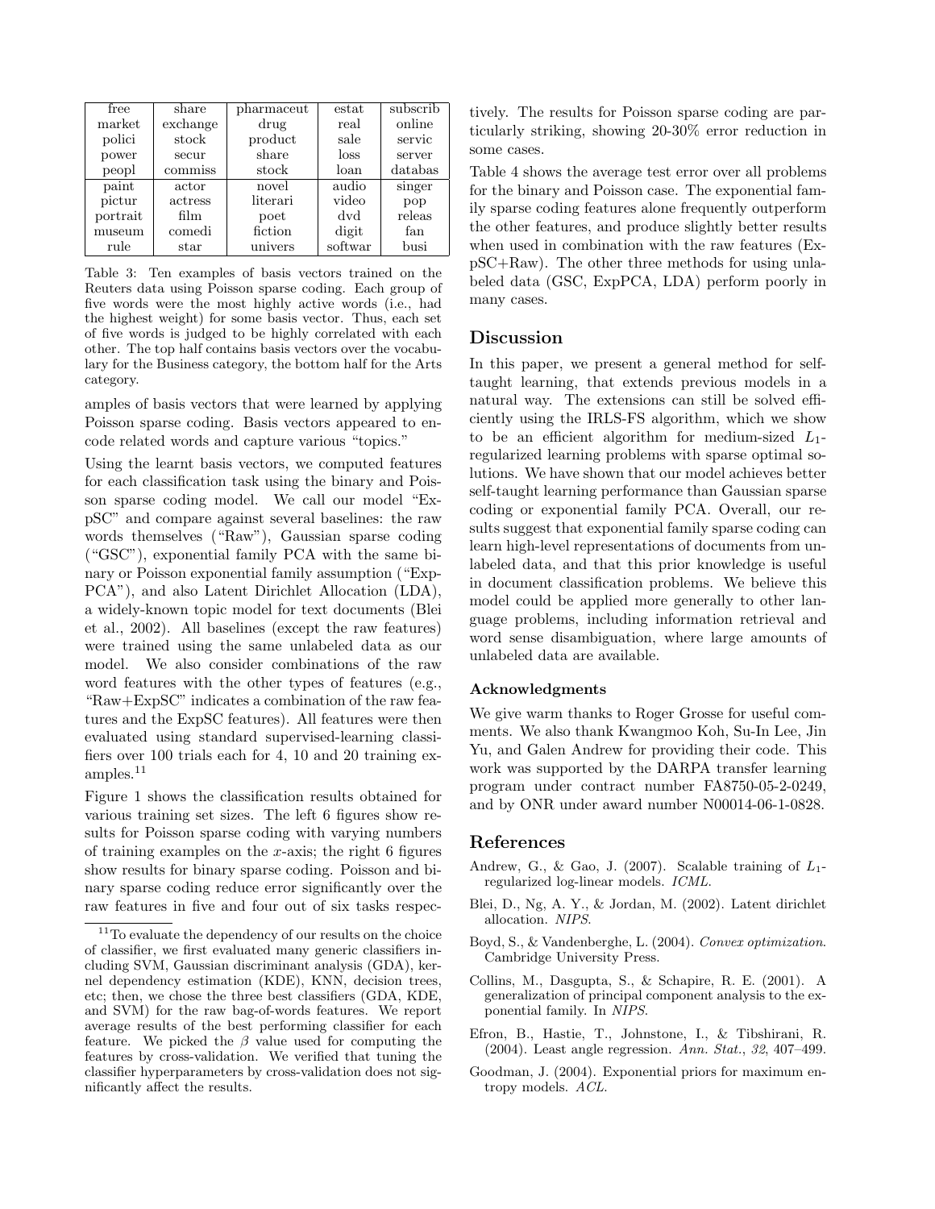| free | share | pharmaceut | estat | subscrib |
|---|---|---|---|---|
| market | exchange | drug | real | online |
| polici | stock | product | sale | servic |
| power | secur | share | loss | server |
| peopl | commiss | stock | loan | databas |
| paint | actor | novel | audio | singer |
| pictur | actress | literari | video | pop |
| portrait | film | poet | dvd | releas |
| museum | comedi | fiction | digit | fan |
| rule | star | univers | softwar | busi |

Table 3: Ten examples of basis vectors trained on the Reuters data using Poisson sparse coding. Each group of five words were the most highly active words (i.e., had the highest weight) for some basis vector. Thus, each set of five words is judged to be highly correlated with each other. The top half contains basis vectors over the vocabulary for the Business category, the bottom half for the Arts category.

amples of basis vectors that were learned by applying Poisson sparse coding. Basis vectors appeared to encode related words and capture various "topics."

Using the learnt basis vectors, we computed features for each classification task using the binary and Poisson sparse coding model. We call our model "ExpSC" and compare against several baselines: the raw words themselves ("Raw"), Gaussian sparse coding ("GSC"), exponential family PCA with the same binary or Poisson exponential family assumption ("ExpPCA"), and also Latent Dirichlet Allocation (LDA), a widely-known topic model for text documents (Blei et al., 2002). All baselines (except the raw features) were trained using the same unlabeled data as our model. We also consider combinations of the raw word features with the other types of features (e.g., "Raw+ExpSC" indicates a combination of the raw features and the ExpSC features). All features were then evaluated using standard supervised-learning classifiers over 100 trials each for 4, 10 and 20 training examples.[11]

Figure 1 shows the classification results obtained for various training set sizes. The left 6 figures show results for Poisson sparse coding with varying numbers of training examples on the $x$-axis; the right 6 figures show results for binary sparse coding. Poisson and binary sparse coding reduce error significantly over the raw features in five and four out of six tasks respectively. The results for Poisson sparse coding are particularly striking, showing 20-30% error reduction in some cases.

Table 4 shows the average test error over all problems for the binary and Poisson case. The exponential family sparse coding features alone frequently outperform the other features, and produce slightly better results when used in combination with the raw features (ExpSC+Raw). The other three methods for using unlabeled data (GSC, ExpPCA, LDA) perform poorly in many cases.

[11] To evaluate the dependency of our results on the choice of classifier, we first evaluated many generic classifiers including SVM, Gaussian discriminant analysis (GDA), kernel dependency estimation (KDE), KNN, decision trees, etc; then, we chose the three best classifiers (GDA, KDE, and SVM) for the raw bag-of-words features. We report average results of the best performing classifier for each feature. We picked the $\beta$ value used for computing the features by cross-validation. We verified that tuning the classifier hyperparameters by cross-validation does not significantly affect the results.

## Discussion

In this paper, we present a general method for self-taught learning, that extends previous models in a natural way. The extensions can still be solved efficiently using the IRLS-FS algorithm, which we show to be an efficient algorithm for medium-sized $L_1$-regularized learning problems with sparse optimal solutions. We have shown that our model achieves better self-taught learning performance than Gaussian sparse coding or exponential family PCA. Overall, our results suggest that exponential family sparse coding can learn high-level representations of documents from unlabeled data, and that this prior knowledge is useful in document classification problems. We believe this model could be applied more generally to other language problems, including information retrieval and word sense disambiguation, where large amounts of unlabeled data are available.

### Acknowledgments

We give warm thanks to Roger Grosse for useful comments. We also thank Kwangmoo Koh, Su-In Lee, Jin Yu, and Galen Andrew for providing their code. This work was supported by the DARPA transfer learning program under contract number FA8750-05-2-0249, and by ONR under award number N00014-06-1-0828.

## References

Andrew, G., & Gao, J. (2007). Scalable training of $L_1$-regularized log-linear models. *ICML*.

Blei, D., Ng, A. Y., & Jordan, M. (2002). Latent dirichlet allocation. *NIPS*.

Boyd, S., & Vandenberghe, L. (2004). *Convex optimization*. Cambridge University Press.

Collins, M., Dasgupta, S., & Schapire, R. E. (2001). A generalization of principal component analysis to the exponential family. In *NIPS*.

Efron, B., Hastie, T., Johnstone, I., & Tibshirani, R. (2004). Least angle regression. *Ann. Stat.*, *32*, 407–499.

Goodman, J. (2004). Exponential priors for maximum entropy models. *ACL*.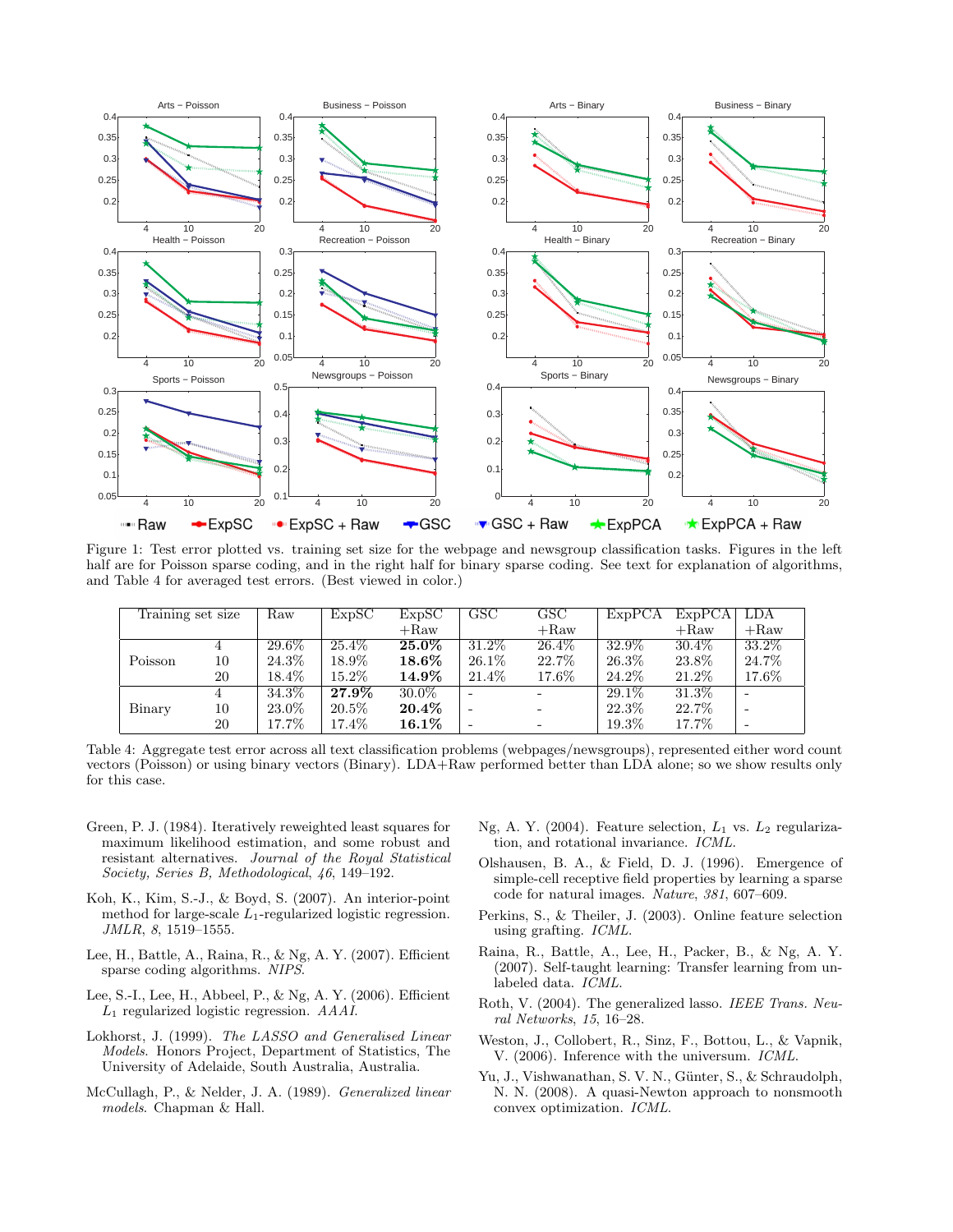Arts – Poisson

Business – Poisson

Arts – Binary

Business – Binary

Health – Poisson

Recreation – Poisson

Health – Binary

Recreation – Binary

Sports – Poisson

Newsgroups – Poisson

Sports – Binary

Newsgroups – Binary

Raw ExpSC ExpSC + Raw GSC GSC + Raw ExpPCA ExpPCA + Raw

Figure 1: Test error plotted vs. training set size for the webpage and newsgroup classification tasks. Figures in the left half are for Poisson sparse coding, and in the right half for binary sparse coding. See text for explanation of algorithms, and Table 4 for averaged test errors. (Best viewed in color.)

| Training set size | | Raw | ExpSC | ExpSC +Raw | GSC | GSC +Raw | ExpPCA | ExpPCA +Raw | LDA +Raw |
|---|---|---|---|---|---|---|---|---|---|
| Poisson | 4 | 29.6% | 25.4% | **25.0%** | 31.2% | 26.4% | 32.9% | 30.4% | 33.2% |
| | 10 | 24.3% | 18.9% | **18.6%** | 26.1% | 22.7% | 26.3% | 23.8% | 24.7% |
| | 20 | 18.4% | 15.2% | **14.9%** | 21.4% | 17.6% | 24.2% | 21.2% | 17.6% |
| Binary | 4 | 34.3% | **27.9%** | 30.0% | - | - | 29.1% | 31.3% | - |
| | 10 | 23.0% | 20.5% | **20.4%** | - | - | 22.3% | 22.7% | - |
| | 20 | 17.7% | 17.4% | **16.1%** | - | - | 19.3% | 17.7% | - |

Table 4: Aggregate test error across all text classification problems (webpages/newsgroups), represented either word count vectors (Poisson) or using binary vectors (Binary). LDA+Raw performed better than LDA alone; so we show results only for this case.

Green, P. J. (1984). Iteratively reweighted least squares for maximum likelihood estimation, and some robust and resistant alternatives. *Journal of the Royal Statistical Society, Series B, Methodological*, *46*, 149–192.

Koh, K., Kim, S.-J., & Boyd, S. (2007). An interior-point method for large-scale $L_1$-regularized logistic regression. *JMLR*, *8*, 1519–1555.

Lee, H., Battle, A., Raina, R., & Ng, A. Y. (2007). Efficient sparse coding algorithms. *NIPS*.

Lee, S.-I., Lee, H., Abbeel, P., & Ng, A. Y. (2006). Efficient $L_1$ regularized logistic regression. *AAAI*.

Lokhorst, J. (1999). *The LASSO and Generalised Linear Models*. Honors Project, Department of Statistics, The University of Adelaide, South Australia, Australia.

McCullagh, P., & Nelder, J. A. (1989). *Generalized linear models*. Chapman & Hall.

Ng, A. Y. (2004). Feature selection, $L_1$ vs. $L_2$ regularization, and rotational invariance. *ICML*.

Olshausen, B. A., & Field, D. J. (1996). Emergence of simple-cell receptive field properties by learning a sparse code for natural images. *Nature*, *381*, 607–609.

Perkins, S., & Theiler, J. (2003). Online feature selection using grafting. *ICML*.

Raina, R., Battle, A., Lee, H., Packer, B., & Ng, A. Y. (2007). Self-taught learning: Transfer learning from unlabeled data. *ICML*.

Roth, V. (2004). The generalized lasso. *IEEE Trans. Neural Networks*, *15*, 16–28.

Weston, J., Collobert, R., Sinz, F., Bottou, L., & Vapnik, V. (2006). Inference with the universum. *ICML*.

Yu, J., Vishwanathan, S. V. N., Günter, S., & Schraudolph, N. N. (2008). A quasi-Newton approach to nonsmooth convex optimization. *ICML*.